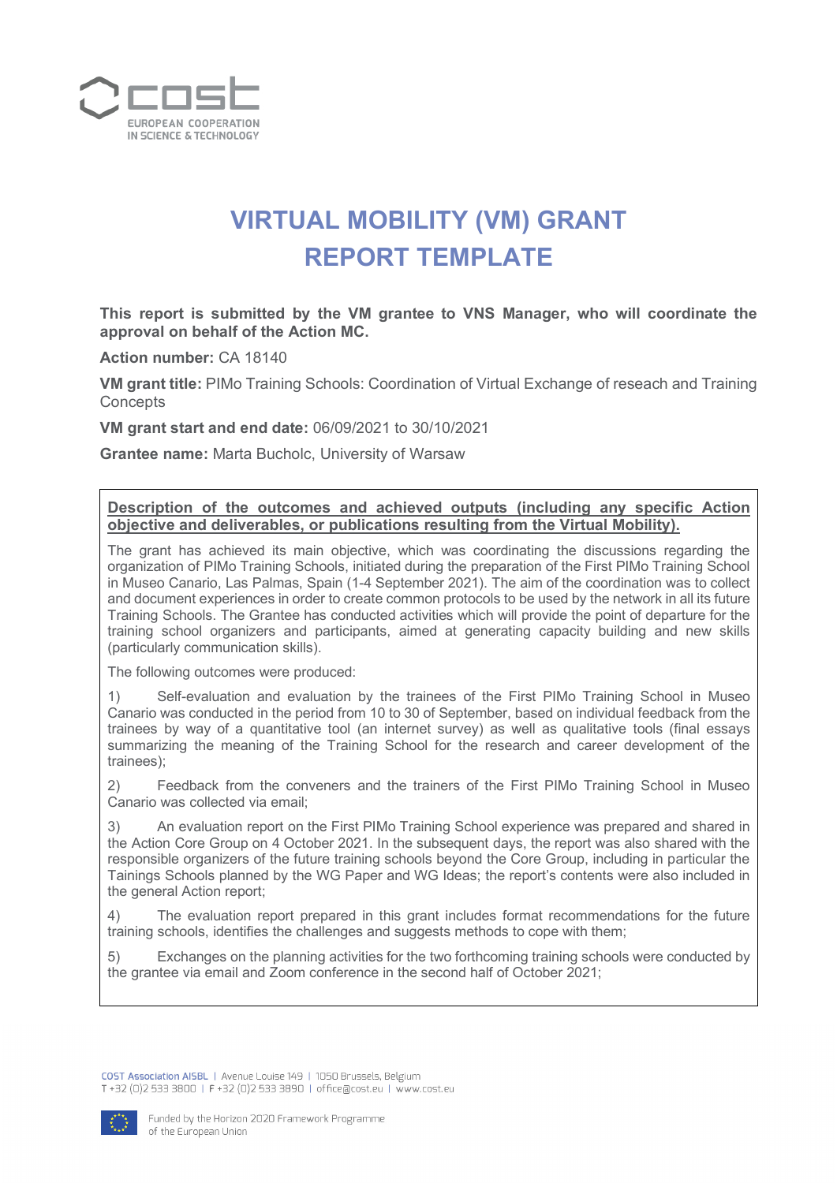# VIRTUAL MOBILITY (VM) GRANT REPORT TEMPLATE

**This report is submitted by the VM grantee to VNS Manager, who will coordinate the approval on behalf of the Action MC.**

**Action number:** CA 18140

**VM grant title:** PIMo Training Schools: Coordination of Virtual Exchange of reseach and Training Concepts

**VM grant start and end date:** 06/09/2021 to 30/10/2021

**Grantee name:** Marta Bucholc, University of Warsaw

**Description of the outcomes and achieved outputs (including any specific Action objective and deliverables, or publications resulting from the Virtual Mobility).**

The grant has achieved its main objective, which was coordinating the discussions regarding the organization of PIMo Training Schools, initiated during the preparation of the First PIMo Training School in Museo Canario, Las Palmas, Spain (1-4 September 2021). The aim of the coordination was to collect and document experiences in order to create common protocols to be used by the network in all its future Training Schools. The Grantee has conducted activities which will provide the point of departure for the training school organizers and participants, aimed at generating capacity building and new skills (particularly communication skills).

The following outcomes were produced:

1) Self-evaluation and evaluation by the trainees of the First PIMo Training School in Museo Canario was conducted in the period from 10 to 30 of September, based on individual feedback from the trainees by way of a quantitative tool (an internet survey) as well as qualitative tools (final essays summarizing the meaning of the Training School for the research and career development of the trainees);

2) Feedback from the conveners and the trainers of the First PIMo Training School in Museo Canario was collected via email;

3) An evaluation report on the First PIMo Training School experience was prepared and shared in the Action Core Group on 4 October 2021. In the subsequent days, the report was also shared with the responsible organizers of the future training schools beyond the Core Group, including in particular the Tainings Schools planned by the WG Paper and WG Ideas; the report's contents were also included in the general Action report;

4) The evaluation report prepared in this grant includes format recommendations for the future training schools, identifies the challenges and suggests methods to cope with them;

5) Exchanges on the planning activities for the two forthcoming training schools were conducted by the grantee via email and Zoom conference in the second half of October 2021;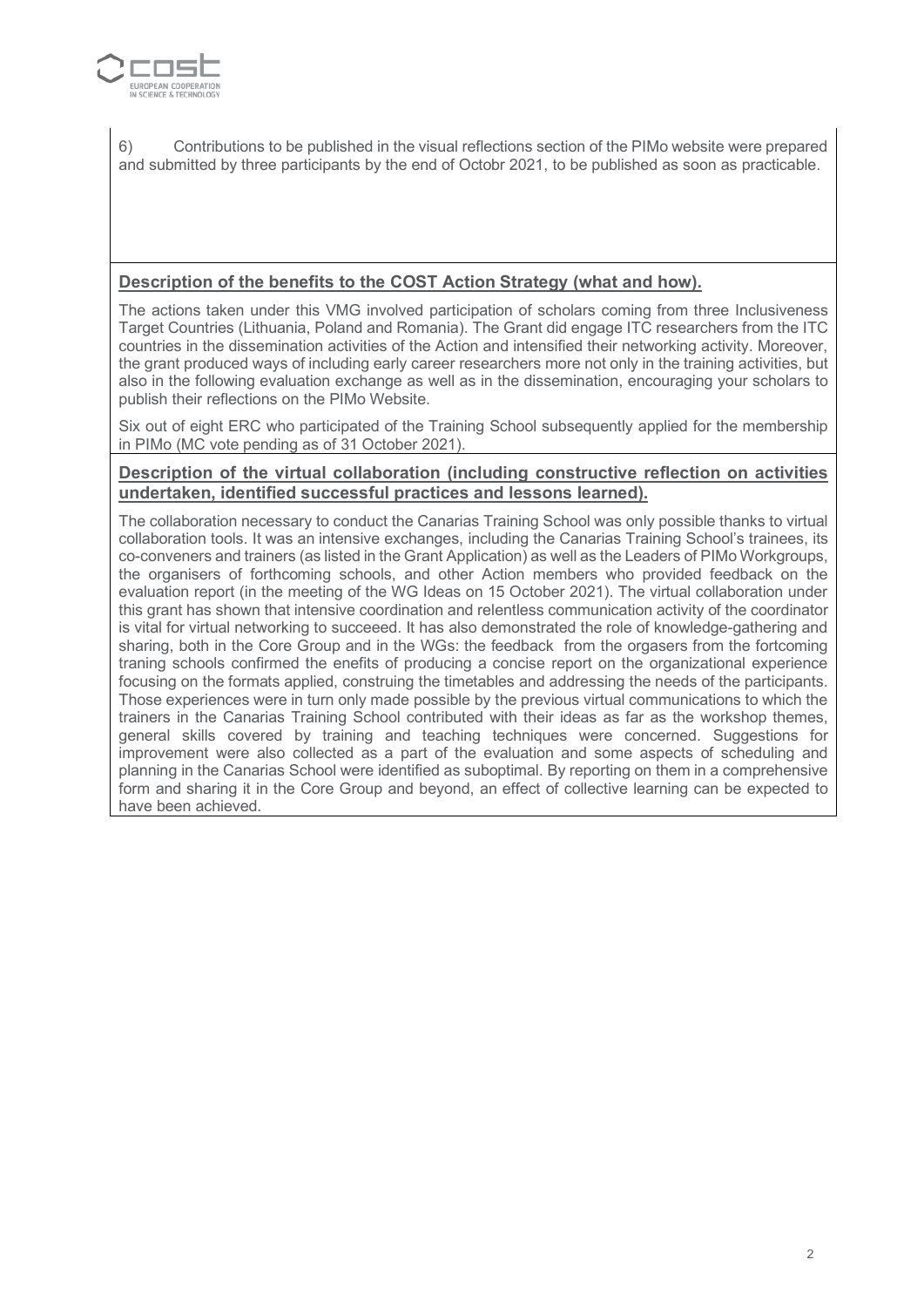6) Contributions to be published in the visual reflections section of the PIMo website were prepared and submitted by three participants by the end of Octobr 2021, to be published as soon as practicable.

**Description of the benefits to the COST Action Strategy (what and how).**

The actions taken under this VMG involved participation of scholars coming from three Inclusiveness Target Countries (Lithuania, Poland and Romania). The Grant did engage ITC researchers from the ITC countries in the dissemination activities of the Action and intensified their networking activity. Moreover, the grant produced ways of including early career researchers more not only in the training activities, but also in the following evaluation exchange as well as in the dissemination, encouraging your scholars to publish their reflections on the PIMo Website.

Six out of eight ERC who participated of the Training School subsequently applied for the membership in PIMo (MC vote pending as of 31 October 2021).

**Description of the virtual collaboration (including constructive reflection on activities undertaken, identified successful practices and lessons learned).**

The collaboration necessary to conduct the Canarias Training School was only possible thanks to virtual collaboration tools. It was an intensive exchanges, including the Canarias Training School's trainees, its co-conveners and trainers (as listed in the Grant Application) as well as the Leaders of PIMo Workgroups, the organisers of forthcoming schools, and other Action members who provided feedback on the evaluation report (in the meeting of the WG Ideas on 15 October 2021). The virtual collaboration under this grant has shown that intensive coordination and relentless communication activity of the coordinator is vital for virtual networking to succeeed. It has also demonstrated the role of knowledge-gathering and sharing, both in the Core Group and in the WGs: the feedback from the orgasers from the fortcoming traning schools confirmed the enefits of producing a concise report on the organizational experience focusing on the formats applied, construing the timetables and addressing the needs of the participants. Those experiences were in turn only made possible by the previous virtual communications to which the trainers in the Canarias Training School contributed with their ideas as far as the workshop themes, general skills covered by training and teaching techniques were concerned. Suggestions for improvement were also collected as a part of the evaluation and some aspects of scheduling and planning in the Canarias School were identified as suboptimal. By reporting on them in a comprehensive form and sharing it in the Core Group and beyond, an effect of collective learning can be expected to have been achieved.